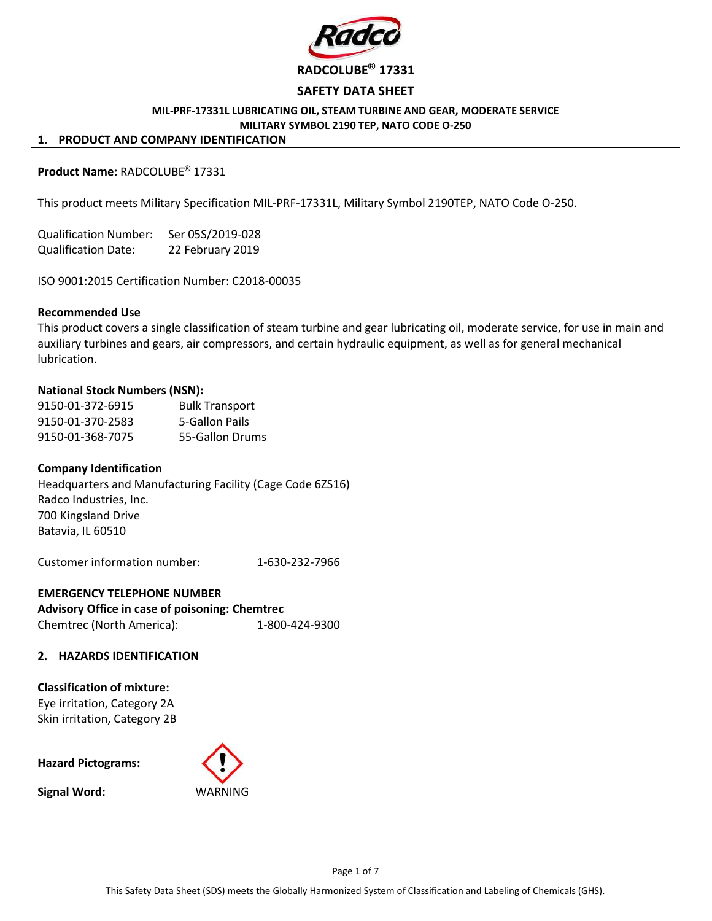Radco

# RADCOLUBE® 17331

## SAFETY DATA SHEET

**MIL-PRF-17331L LUBRICATING OIL, STEAM TURBINE AND GEAR, MODERATE SERVICE**
**MILITARY SYMBOL 2190 TEP, NATO CODE O-250**

## 1. PRODUCT AND COMPANY IDENTIFICATION

**Product Name:** RADCOLUBE® 17331

This product meets Military Specification MIL-PRF-17331L, Military Symbol 2190TEP, NATO Code O-250.

Qualification Number: Ser 05S/2019-028
Qualification Date: 22 February 2019

ISO 9001:2015 Certification Number: C2018-00035

**Recommended Use**
This product covers a single classification of steam turbine and gear lubricating oil, moderate service, for use in main and auxiliary turbines and gears, air compressors, and certain hydraulic equipment, as well as for general mechanical lubrication.

**National Stock Numbers (NSN):**

| | |
|---|---|
| 9150-01-372-6915 | Bulk Transport |
| 9150-01-370-2583 | 5-Gallon Pails |
| 9150-01-368-7075 | 55-Gallon Drums |

**Company Identification**
Headquarters and Manufacturing Facility (Cage Code 6ZS16)
Radco Industries, Inc.
700 Kingsland Drive
Batavia, IL 60510

Customer information number: 1-630-232-7966

**EMERGENCY TELEPHONE NUMBER**
**Advisory Office in case of poisoning: Chemtrec**
Chemtrec (North America): 1-800-424-9300

## 2. HAZARDS IDENTIFICATION

**Classification of mixture:**
Eye irritation, Category 2A
Skin irritation, Category 2B

**Hazard Pictograms:**

**Signal Word:** WARNING

This Safety Data Sheet (SDS) meets the Globally Harmonized System of Classification and Labeling of Chemicals (GHS).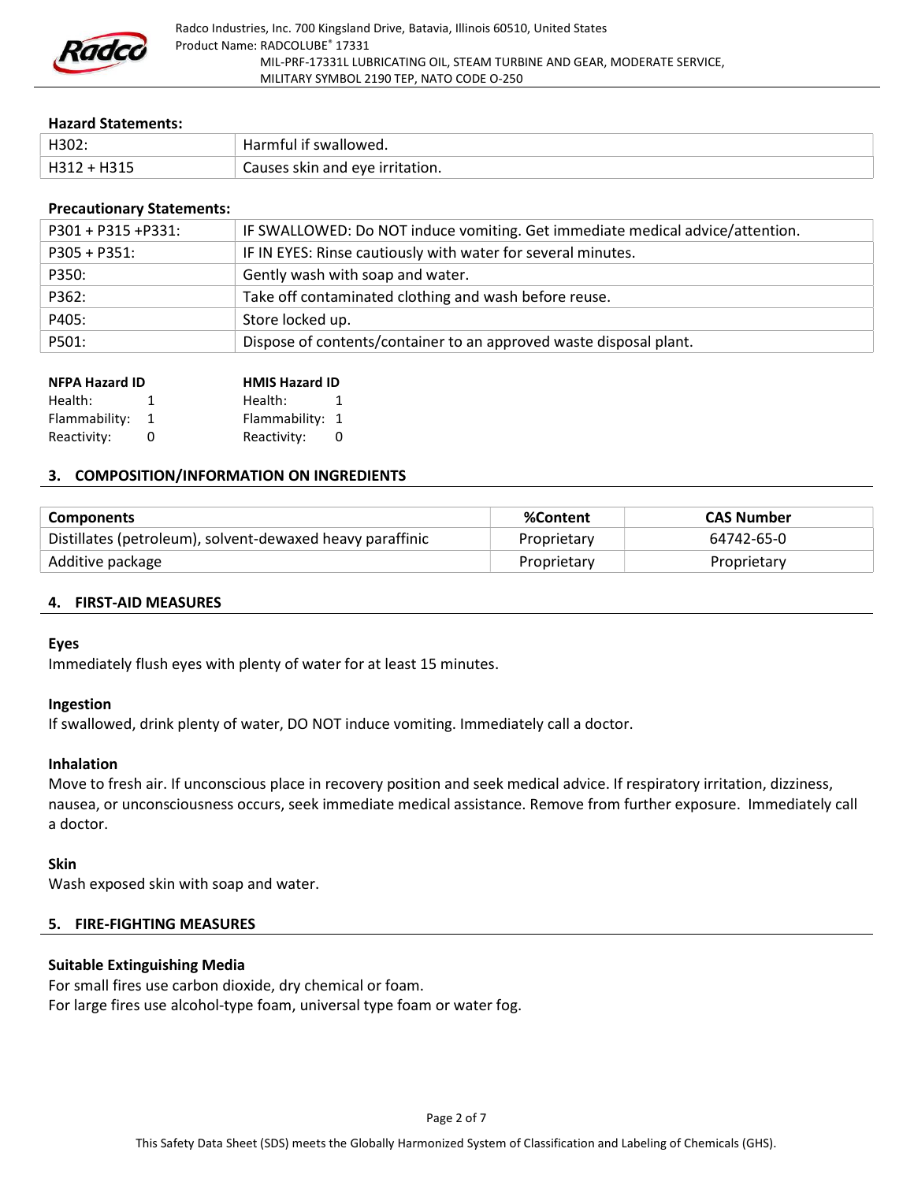**Hazard Statements:**

| | |
|---|---|
| H302: | Harmful if swallowed. |
| H312 + H315 | Causes skin and eye irritation. |

**Precautionary Statements:**

| | |
|---|---|
| P301 + P315 +P331: | IF SWALLOWED: Do NOT induce vomiting. Get immediate medical advice/attention. |
| P305 + P351: | IF IN EYES: Rinse cautiously with water for several minutes. |
| P350: | Gently wash with soap and water. |
| P362: | Take off contaminated clothing and wash before reuse. |
| P405: | Store locked up. |
| P501: | Dispose of contents/container to an approved waste disposal plant. |

| NFPA Hazard ID | | HMIS Hazard ID | |
|---|---|---|---|
| Health: | 1 | Health: | 1 |
| Flammability: | 1 | Flammability: | 1 |
| Reactivity: | 0 | Reactivity: | 0 |

## 3. COMPOSITION/INFORMATION ON INGREDIENTS

| Components | %Content | CAS Number |
|---|---|---|
| Distillates (petroleum), solvent-dewaxed heavy paraffinic | Proprietary | 64742-65-0 |
| Additive package | Proprietary | Proprietary |

## 4. FIRST-AID MEASURES

**Eyes**

Immediately flush eyes with plenty of water for at least 15 minutes.

**Ingestion**

If swallowed, drink plenty of water, DO NOT induce vomiting. Immediately call a doctor.

**Inhalation**

Move to fresh air. If unconscious place in recovery position and seek medical advice. If respiratory irritation, dizziness, nausea, or unconsciousness occurs, seek immediate medical assistance. Remove from further exposure. Immediately call a doctor.

**Skin**

Wash exposed skin with soap and water.

## 5. FIRE-FIGHTING MEASURES

**Suitable Extinguishing Media**

For small fires use carbon dioxide, dry chemical or foam.
For large fires use alcohol-type foam, universal type foam or water fog.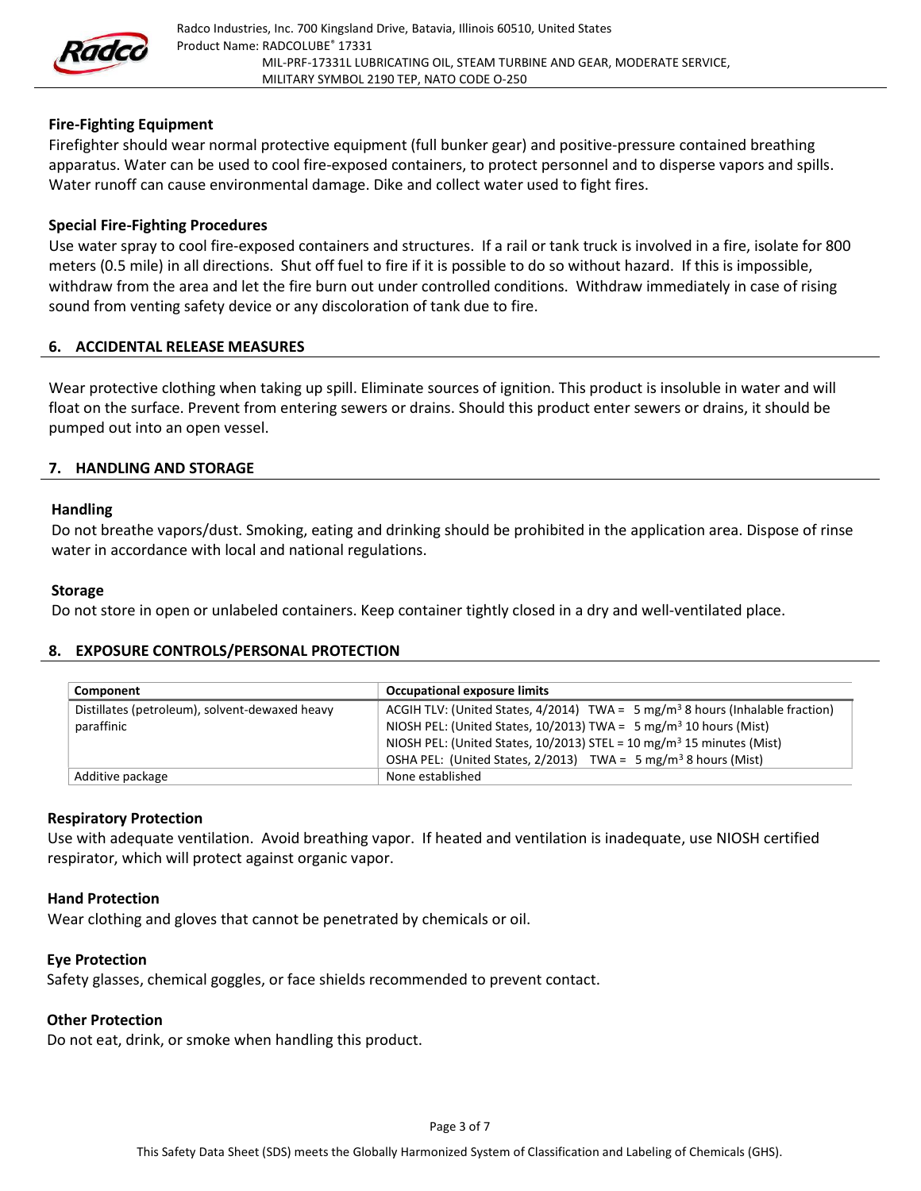### Fire-Fighting Equipment

Firefighter should wear normal protective equipment (full bunker gear) and positive-pressure contained breathing apparatus. Water can be used to cool fire-exposed containers, to protect personnel and to disperse vapors and spills. Water runoff can cause environmental damage. Dike and collect water used to fight fires.

### Special Fire-Fighting Procedures

Use water spray to cool fire-exposed containers and structures. If a rail or tank truck is involved in a fire, isolate for 800 meters (0.5 mile) in all directions. Shut off fuel to fire if it is possible to do so without hazard. If this is impossible, withdraw from the area and let the fire burn out under controlled conditions. Withdraw immediately in case of rising sound from venting safety device or any discoloration of tank due to fire.

## 6. ACCIDENTAL RELEASE MEASURES

Wear protective clothing when taking up spill. Eliminate sources of ignition. This product is insoluble in water and will float on the surface. Prevent from entering sewers or drains. Should this product enter sewers or drains, it should be pumped out into an open vessel.

## 7. HANDLING AND STORAGE

### Handling

Do not breathe vapors/dust. Smoking, eating and drinking should be prohibited in the application area. Dispose of rinse water in accordance with local and national regulations.

### Storage

Do not store in open or unlabeled containers. Keep container tightly closed in a dry and well-ventilated place.

## 8. EXPOSURE CONTROLS/PERSONAL PROTECTION

| Component | Occupational exposure limits |
|---|---|
| Distillates (petroleum), solvent-dewaxed heavy paraffinic | ACGIH TLV: (United States, 4/2014) TWA = 5 mg/m$^3$ 8 hours (Inhalable fraction)<br>NIOSH PEL: (United States, 10/2013) TWA = 5 mg/m$^3$ 10 hours (Mist)<br>NIOSH PEL: (United States, 10/2013) STEL = 10 mg/m$^3$ 15 minutes (Mist)<br>OSHA PEL: (United States, 2/2013) TWA = 5 mg/m$^3$ 8 hours (Mist) |
| Additive package | None established |

### Respiratory Protection

Use with adequate ventilation. Avoid breathing vapor. If heated and ventilation is inadequate, use NIOSH certified respirator, which will protect against organic vapor.

### Hand Protection

Wear clothing and gloves that cannot be penetrated by chemicals or oil.

### Eye Protection

Safety glasses, chemical goggles, or face shields recommended to prevent contact.

### Other Protection

Do not eat, drink, or smoke when handling this product.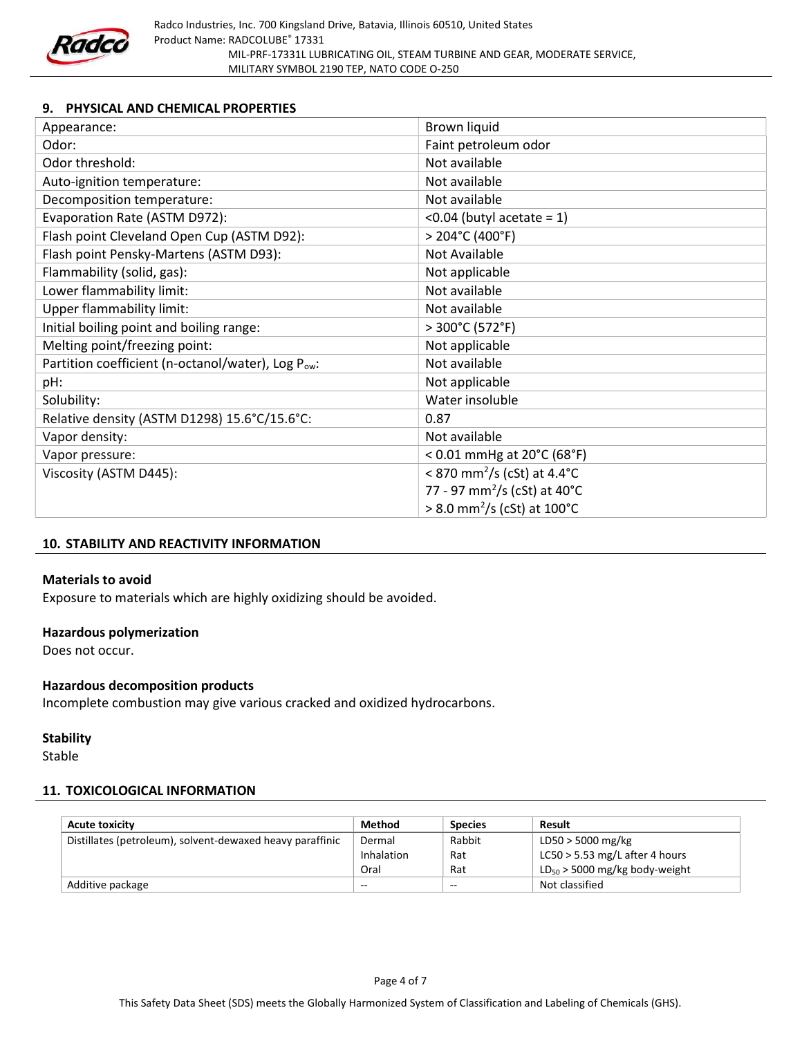## 9. PHYSICAL AND CHEMICAL PROPERTIES

| Property | Value |
|---|---|
| Appearance: | Brown liquid |
| Odor: | Faint petroleum odor |
| Odor threshold: | Not available |
| Auto-ignition temperature: | Not available |
| Decomposition temperature: | Not available |
| Evaporation Rate (ASTM D972): | <0.04 (butyl acetate = 1) |
| Flash point Cleveland Open Cup (ASTM D92): | > 204°C (400°F) |
| Flash point Pensky-Martens (ASTM D93): | Not Available |
| Flammability (solid, gas): | Not applicable |
| Lower flammability limit: | Not available |
| Upper flammability limit: | Not available |
| Initial boiling point and boiling range: | > 300°C (572°F) |
| Melting point/freezing point: | Not applicable |
| Partition coefficient (n-octanol/water), Log $P_{ow}$: | Not available |
| pH: | Not applicable |
| Solubility: | Water insoluble |
| Relative density (ASTM D1298) 15.6°C/15.6°C: | 0.87 |
| Vapor density: | Not available |
| Vapor pressure: | < 0.01 mmHg at 20°C (68°F) |
| Viscosity (ASTM D445): | < 870 $mm^2/s$ (cSt) at 4.4°C<br>77 - 97 $mm^2/s$ (cSt) at 40°C<br>> 8.0 $mm^2/s$ (cSt) at 100°C |

## 10. STABILITY AND REACTIVITY INFORMATION

**Materials to avoid**
Exposure to materials which are highly oxidizing should be avoided.

**Hazardous polymerization**
Does not occur.

**Hazardous decomposition products**
Incomplete combustion may give various cracked and oxidized hydrocarbons.

**Stability**
Stable

## 11. TOXICOLOGICAL INFORMATION

| Acute toxicity | Method | Species | Result |
|---|---|---|---|
| Distillates (petroleum), solvent-dewaxed heavy paraffinic | Dermal<br>Inhalation<br>Oral | Rabbit<br>Rat<br>Rat | LD50 > 5000 mg/kg<br>LC50 > 5.53 mg/L after 4 hours<br>$LD_{50}$ > 5000 mg/kg body-weight |
| Additive package | -- | -- | Not classified |

This Safety Data Sheet (SDS) meets the Globally Harmonized System of Classification and Labeling of Chemicals (GHS).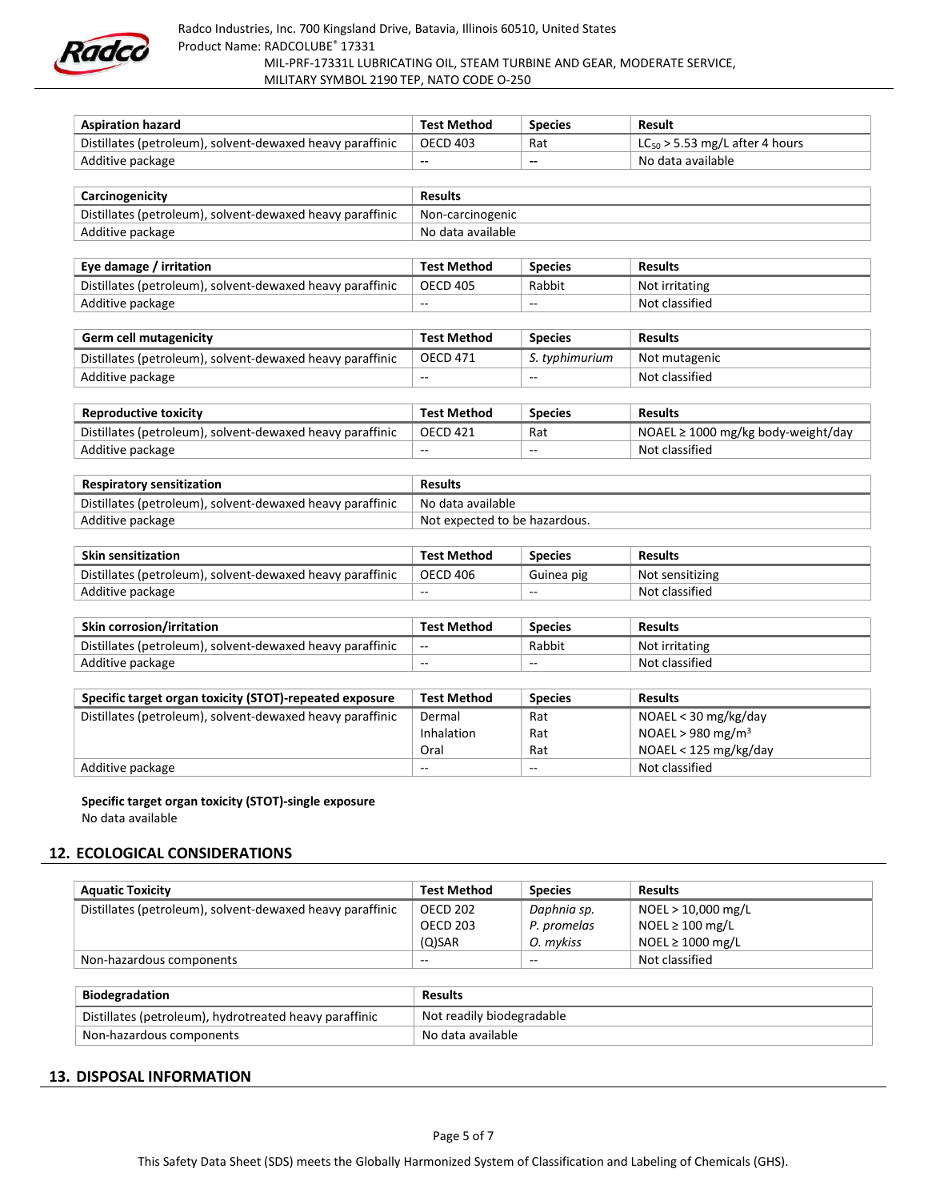| Aspiration hazard | Test Method | Species | Result |
|---|---|---|---|
| Distillates (petroleum), solvent-dewaxed heavy paraffinic | OECD 403 | Rat | $LC_{50}$ > 5.53 mg/L after 4 hours |
| Additive package | -- | -- | No data available |

| Carcinogenicity | Results |
|---|---|
| Distillates (petroleum), solvent-dewaxed heavy paraffinic | Non-carcinogenic |
| Additive package | No data available |

| Eye damage / irritation | Test Method | Species | Results |
|---|---|---|---|
| Distillates (petroleum), solvent-dewaxed heavy paraffinic | OECD 405 | Rabbit | Not irritating |
| Additive package | -- | -- | Not classified |

| Germ cell mutagenicity | Test Method | Species | Results |
|---|---|---|---|
| Distillates (petroleum), solvent-dewaxed heavy paraffinic | OECD 471 | *S. typhimurium* | Not mutagenic |
| Additive package | -- | -- | Not classified |

| Reproductive toxicity | Test Method | Species | Results |
|---|---|---|---|
| Distillates (petroleum), solvent-dewaxed heavy paraffinic | OECD 421 | Rat | NOAEL ≥ 1000 mg/kg body-weight/day |
| Additive package | -- | -- | Not classified |

| Respiratory sensitization | Results |
|---|---|
| Distillates (petroleum), solvent-dewaxed heavy paraffinic | No data available |
| Additive package | Not expected to be hazardous. |

| Skin sensitization | Test Method | Species | Results |
|---|---|---|---|
| Distillates (petroleum), solvent-dewaxed heavy paraffinic | OECD 406 | Guinea pig | Not sensitizing |
| Additive package | -- | -- | Not classified |

| Skin corrosion/irritation | Test Method | Species | Results |
|---|---|---|---|
| Distillates (petroleum), solvent-dewaxed heavy paraffinic | -- | Rabbit | Not irritating |
| Additive package | -- | -- | Not classified |

| Specific target organ toxicity (STOT)-repeated exposure | Test Method | Species | Results |
|---|---|---|---|
| Distillates (petroleum), solvent-dewaxed heavy paraffinic | Dermal<br>Inhalation<br>Oral | Rat<br>Rat<br>Rat | NOAEL < 30 mg/kg/day<br>NOAEL > 980 $mg/m^3$<br>NOAEL < 125 mg/kg/day |
| Additive package | -- | -- | Not classified |

**Specific target organ toxicity (STOT)-single exposure**

No data available

## 12. ECOLOGICAL CONSIDERATIONS

| Aquatic Toxicity | Test Method | Species | Results |
|---|---|---|---|
| Distillates (petroleum), solvent-dewaxed heavy paraffinic | OECD 202<br>OECD 203<br>(Q)SAR | *Daphnia sp.*<br>*P. promelas*<br>*O. mykiss* | NOEL > 10,000 mg/L<br>NOEL ≥ 100 mg/L<br>NOEL ≥ 1000 mg/L |
| Non-hazardous components | -- | -- | Not classified |

| Biodegradation | Results |
|---|---|
| Distillates (petroleum), hydrotreated heavy paraffinic | Not readily biodegradable |
| Non-hazardous components | No data available |

## 13. DISPOSAL INFORMATION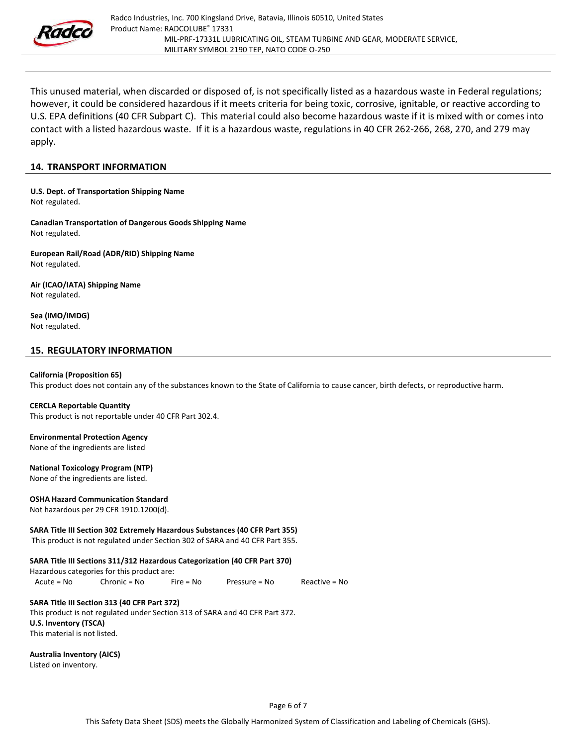This unused material, when discarded or disposed of, is not specifically listed as a hazardous waste in Federal regulations; however, it could be considered hazardous if it meets criteria for being toxic, corrosive, ignitable, or reactive according to U.S. EPA definitions (40 CFR Subpart C). This material could also become hazardous waste if it is mixed with or comes into contact with a listed hazardous waste. If it is a hazardous waste, regulations in 40 CFR 262-266, 268, 270, and 279 may apply.

## 14. TRANSPORT INFORMATION

**U.S. Dept. of Transportation Shipping Name**
Not regulated.

**Canadian Transportation of Dangerous Goods Shipping Name**
Not regulated.

**European Rail/Road (ADR/RID) Shipping Name**
Not regulated.

**Air (ICAO/IATA) Shipping Name**
Not regulated.

**Sea (IMO/IMDG)**
Not regulated.

## 15. REGULATORY INFORMATION

**California (Proposition 65)**
This product does not contain any of the substances known to the State of California to cause cancer, birth defects, or reproductive harm.

**CERCLA Reportable Quantity**
This product is not reportable under 40 CFR Part 302.4.

**Environmental Protection Agency**
None of the ingredients are listed

**National Toxicology Program (NTP)**
None of the ingredients are listed.

**OSHA Hazard Communication Standard**
Not hazardous per 29 CFR 1910.1200(d).

**SARA Title III Section 302 Extremely Hazardous Substances (40 CFR Part 355)**
This product is not regulated under Section 302 of SARA and 40 CFR Part 355.

**SARA Title III Sections 311/312 Hazardous Categorization (40 CFR Part 370)**
Hazardous categories for this product are:
Acute = No   Chronic = No   Fire = No   Pressure = No   Reactive = No

**SARA Title III Section 313 (40 CFR Part 372)**
This product is not regulated under Section 313 of SARA and 40 CFR Part 372.

**U.S. Inventory (TSCA)**
This material is not listed.

**Australia Inventory (AICS)**
Listed on inventory.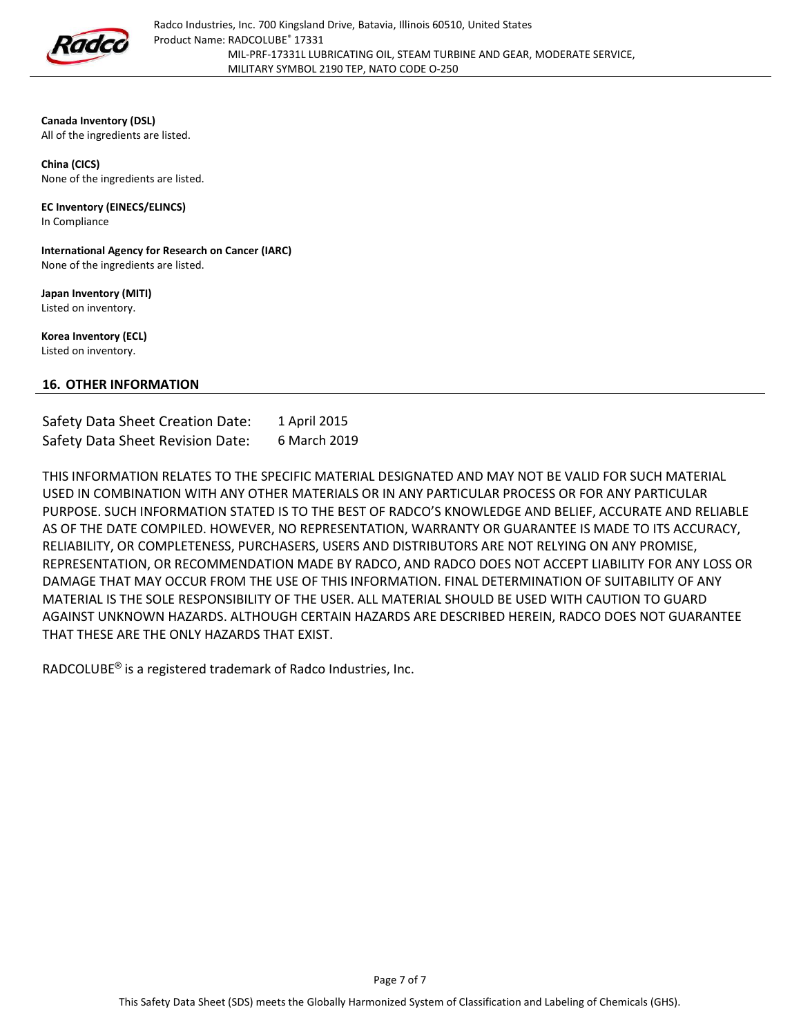**Canada Inventory (DSL)**
All of the ingredients are listed.

**China (CICS)**
None of the ingredients are listed.

**EC Inventory (EINECS/ELINCS)**
In Compliance

**International Agency for Research on Cancer (IARC)**
None of the ingredients are listed.

**Japan Inventory (MITI)**
Listed on inventory.

**Korea Inventory (ECL)**
Listed on inventory.

## 16. OTHER INFORMATION

| | |
|---|---|
| Safety Data Sheet Creation Date: | 1 April 2015 |
| Safety Data Sheet Revision Date: | 6 March 2019 |

THIS INFORMATION RELATES TO THE SPECIFIC MATERIAL DESIGNATED AND MAY NOT BE VALID FOR SUCH MATERIAL USED IN COMBINATION WITH ANY OTHER MATERIALS OR IN ANY PARTICULAR PROCESS OR FOR ANY PARTICULAR PURPOSE. SUCH INFORMATION STATED IS TO THE BEST OF RADCO'S KNOWLEDGE AND BELIEF, ACCURATE AND RELIABLE AS OF THE DATE COMPILED. HOWEVER, NO REPRESENTATION, WARRANTY OR GUARANTEE IS MADE TO ITS ACCURACY, RELIABILITY, OR COMPLETENESS, PURCHASERS, USERS AND DISTRIBUTORS ARE NOT RELYING ON ANY PROMISE, REPRESENTATION, OR RECOMMENDATION MADE BY RADCO, AND RADCO DOES NOT ACCEPT LIABILITY FOR ANY LOSS OR DAMAGE THAT MAY OCCUR FROM THE USE OF THIS INFORMATION. FINAL DETERMINATION OF SUITABILITY OF ANY MATERIAL IS THE SOLE RESPONSIBILITY OF THE USER. ALL MATERIAL SHOULD BE USED WITH CAUTION TO GUARD AGAINST UNKNOWN HAZARDS. ALTHOUGH CERTAIN HAZARDS ARE DESCRIBED HEREIN, RADCO DOES NOT GUARANTEE THAT THESE ARE THE ONLY HAZARDS THAT EXIST.

RADCOLUBE® is a registered trademark of Radco Industries, Inc.